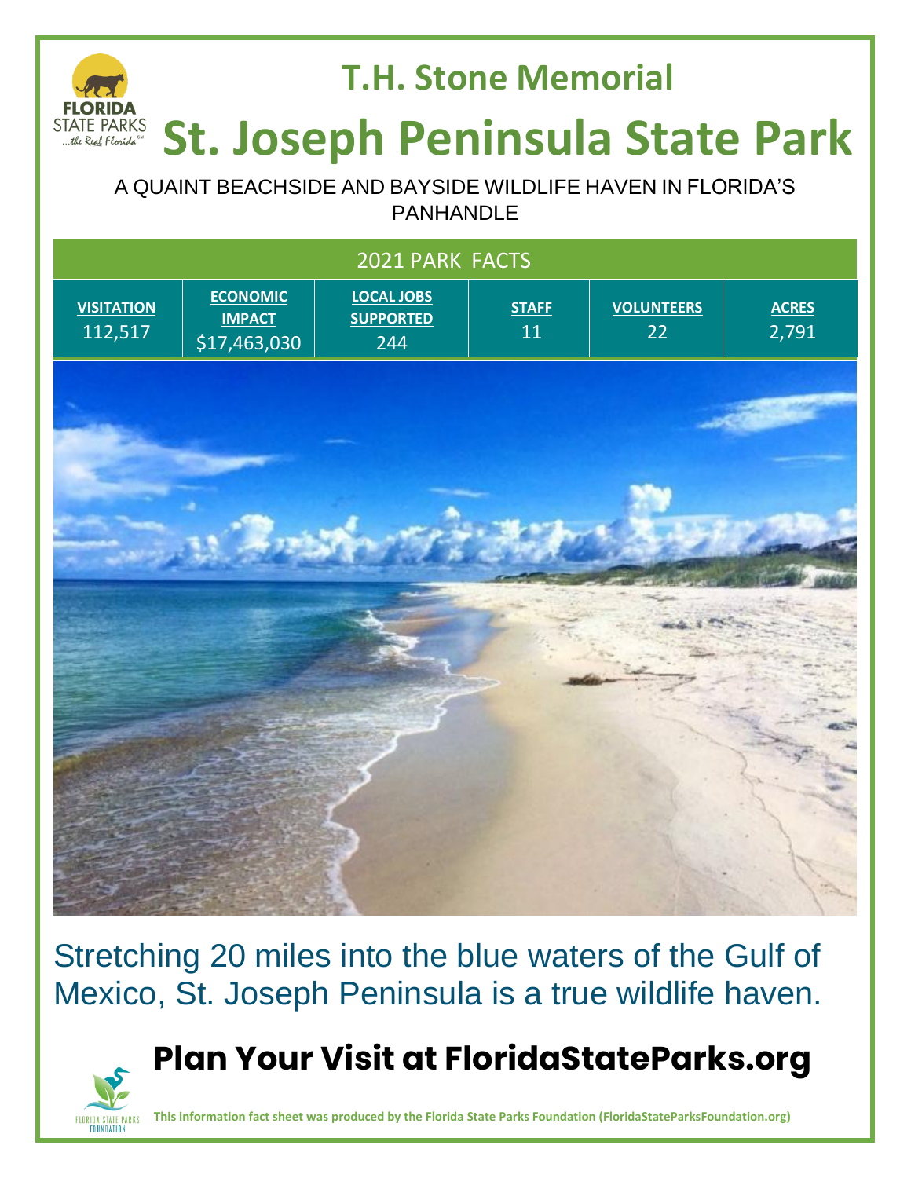## T.H. Stone Memorial

# St. Joseph Peninsula State Park

A QUAINT BEACHSIDE AND BAYSIDE WILDLIFE HAVEN IN FLORIDA'S PANHANDLE

| 2021 PARK FACTS | | | | | |
|---|---|---|---|---|---|
| **VISITATION** | **ECONOMIC IMPACT** | **LOCAL JOBS SUPPORTED** | **STAFF** | **VOLUNTEERS** | **ACRES** |
| 112,517 | $17,463,030 | 244 | 11 | 22 | 2,791 |

Stretching 20 miles into the blue waters of the Gulf of Mexico, St. Joseph Peninsula is a true wildlife haven.

## Plan Your Visit at FloridaStateParks.org

**This information fact sheet was produced by the Florida State Parks Foundation (FloridaStateParksFoundation.org)**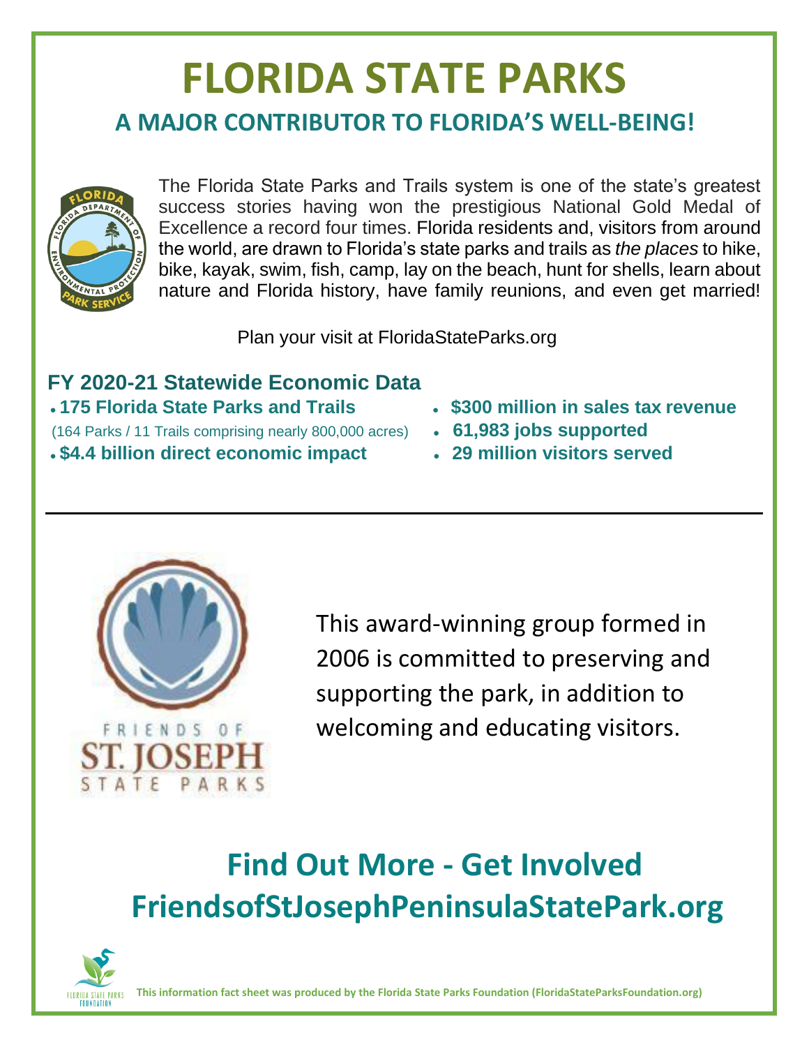# FLORIDA STATE PARKS

## A MAJOR CONTRIBUTOR TO FLORIDA'S WELL-BEING!

The Florida State Parks and Trails system is one of the state's greatest success stories having won the prestigious National Gold Medal of Excellence a record four times. Florida residents and, visitors from around the world, are drawn to Florida's state parks and trails as *the places* to hike, bike, kayak, swim, fish, camp, lay on the beach, hunt for shells, learn about nature and Florida history, have family reunions, and even get married!

Plan your visit at FloridaStateParks.org

### FY 2020-21 Statewide Economic Data

- **175 Florida State Parks and Trails**
  (164 Parks / 11 Trails comprising nearly 800,000 acres)
- **$4.4 billion direct economic impact**
- **$300 million in sales tax revenue**
- **61,983 jobs supported**
- **29 million visitors served**

---

FRIENDS OF ST. JOSEPH STATE PARKS

This award-winning group formed in 2006 is committed to preserving and supporting the park, in addition to welcoming and educating visitors.

## Find Out More - Get Involved
## FriendsofStJosephPeninsulaStatePark.org

FLORIDA STATE PARKS FOUNDATION

**This information fact sheet was produced by the Florida State Parks Foundation (FloridaStateParksFoundation.org)**